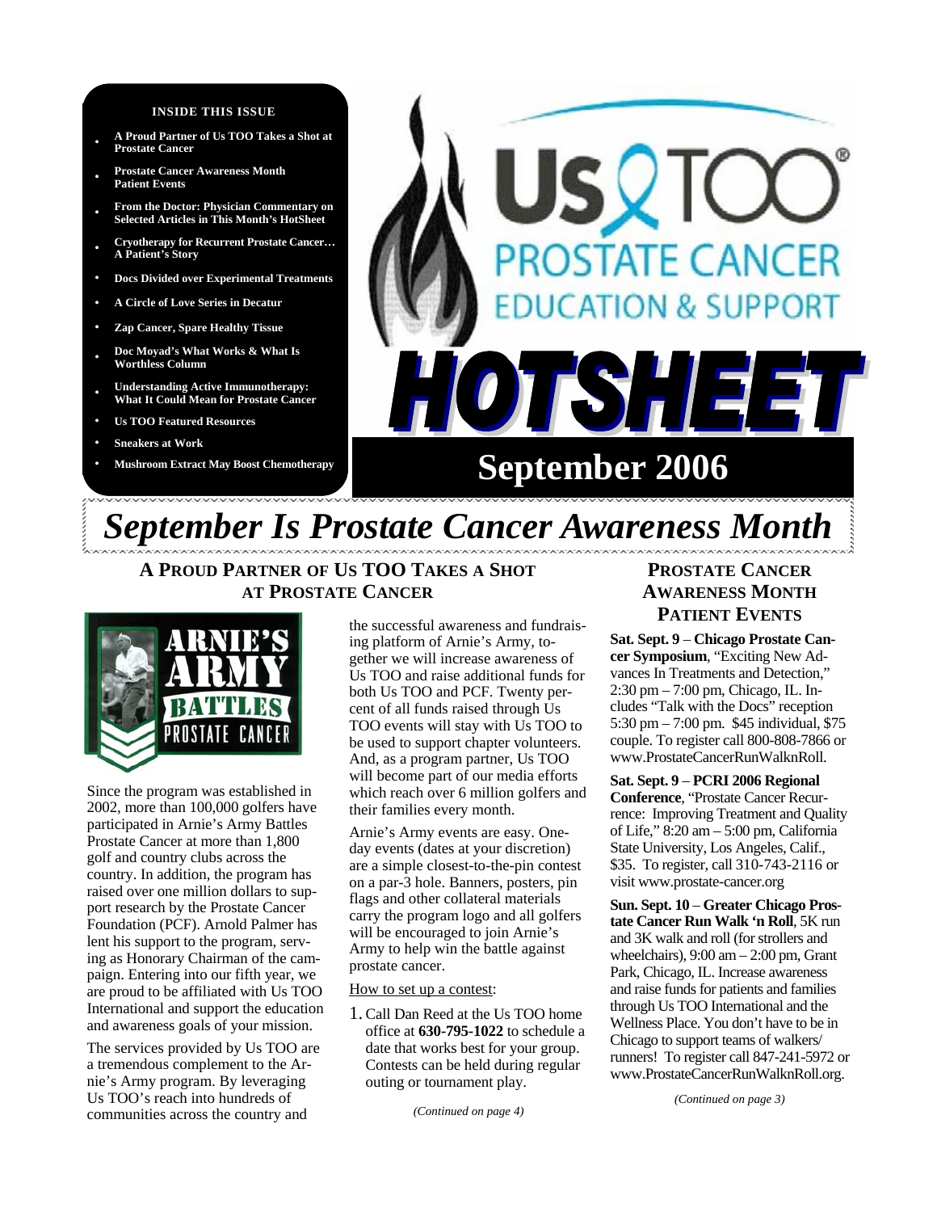**INSIDE THIS ISSUE**

- A Proud Partner of Us TOO Takes a Shot at Prostate Cancer
- Prostate Cancer Awareness Month Patient Events
- From the Doctor: Physician Commentary on Selected Articles in This Month's HotSheet
- Cryotherapy for Recurrent Prostate Cancer… A Patient's Story
- Docs Divided over Experimental Treatments
- A Circle of Love Series in Decatur
- Zap Cancer, Spare Healthy Tissue
- Doc Moyad's What Works & What Is Worthless Column
- Understanding Active Immunotherapy: What It Could Mean for Prostate Cancer
- Us TOO Featured Resources
- Sneakers at Work
- Mushroom Extract May Boost Chemotherapy

# Us TOO® PROSTATE CANCER EDUCATION & SUPPORT HOTSHEET

## September 2006

# *September Is Prostate Cancer Awareness Month*

## A Proud Partner of Us TOO Takes a Shot at Prostate Cancer

ARNIE'S ARMY BATTLES PROSTATE CANCER

Since the program was established in 2002, more than 100,000 golfers have participated in Arnie's Army Battles Prostate Cancer at more than 1,800 golf and country clubs across the country. In addition, the program has raised over one million dollars to support research by the Prostate Cancer Foundation (PCF). Arnold Palmer has lent his support to the program, serving as Honorary Chairman of the campaign. Entering into our fifth year, we are proud to be affiliated with Us TOO International and support the education and awareness goals of your mission.

The services provided by Us TOO are a tremendous complement to the Arnie's Army program. By leveraging Us TOO's reach into hundreds of communities across the country and the successful awareness and fundraising platform of Arnie's Army, together we will increase awareness of Us TOO and raise additional funds for both Us TOO and PCF. Twenty percent of all funds raised through Us TOO events will stay with Us TOO to be used to support chapter volunteers. And, as a program partner, Us TOO will become part of our media efforts which reach over 6 million golfers and their families every month.

Arnie's Army events are easy. One-day events (dates at your discretion) are a simple closest-to-the-pin contest on a par-3 hole. Banners, posters, pin flags and other collateral materials carry the program logo and all golfers will be encouraged to join Arnie's Army to help win the battle against prostate cancer.

How to set up a contest:

1. Call Dan Reed at the Us TOO home office at **630-795-1022** to schedule a date that works best for your group. Contests can be held during regular outing or tournament play.

*(Continued on page 4)*

## Prostate Cancer Awareness Month Patient Events

**Sat. Sept. 9** – **Chicago Prostate Cancer Symposium**, "Exciting New Advances In Treatments and Detection," 2:30 pm – 7:00 pm, Chicago, IL. Includes "Talk with the Docs" reception 5:30 pm – 7:00 pm. $45 individual, $75 couple. To register call 800-808-7866 or www.ProstateCancerRunWalknRoll.

**Sat. Sept. 9** – **PCRI 2006 Regional Conference**, "Prostate Cancer Recurrence: Improving Treatment and Quality of Life," 8:20 am – 5:00 pm, California State University, Los Angeles, Calif., $35. To register, call 310-743-2116 or visit www.prostate-cancer.org

**Sun. Sept. 10** – **Greater Chicago Prostate Cancer Run Walk 'n Roll**, 5K run and 3K walk and roll (for strollers and wheelchairs), 9:00 am – 2:00 pm, Grant Park, Chicago, IL. Increase awareness and raise funds for patients and families through Us TOO International and the Wellness Place. You don't have to be in Chicago to support teams of walkers/runners! To register call 847-241-5972 or www.ProstateCancerRunWalknRoll.org.

*(Continued on page 3)*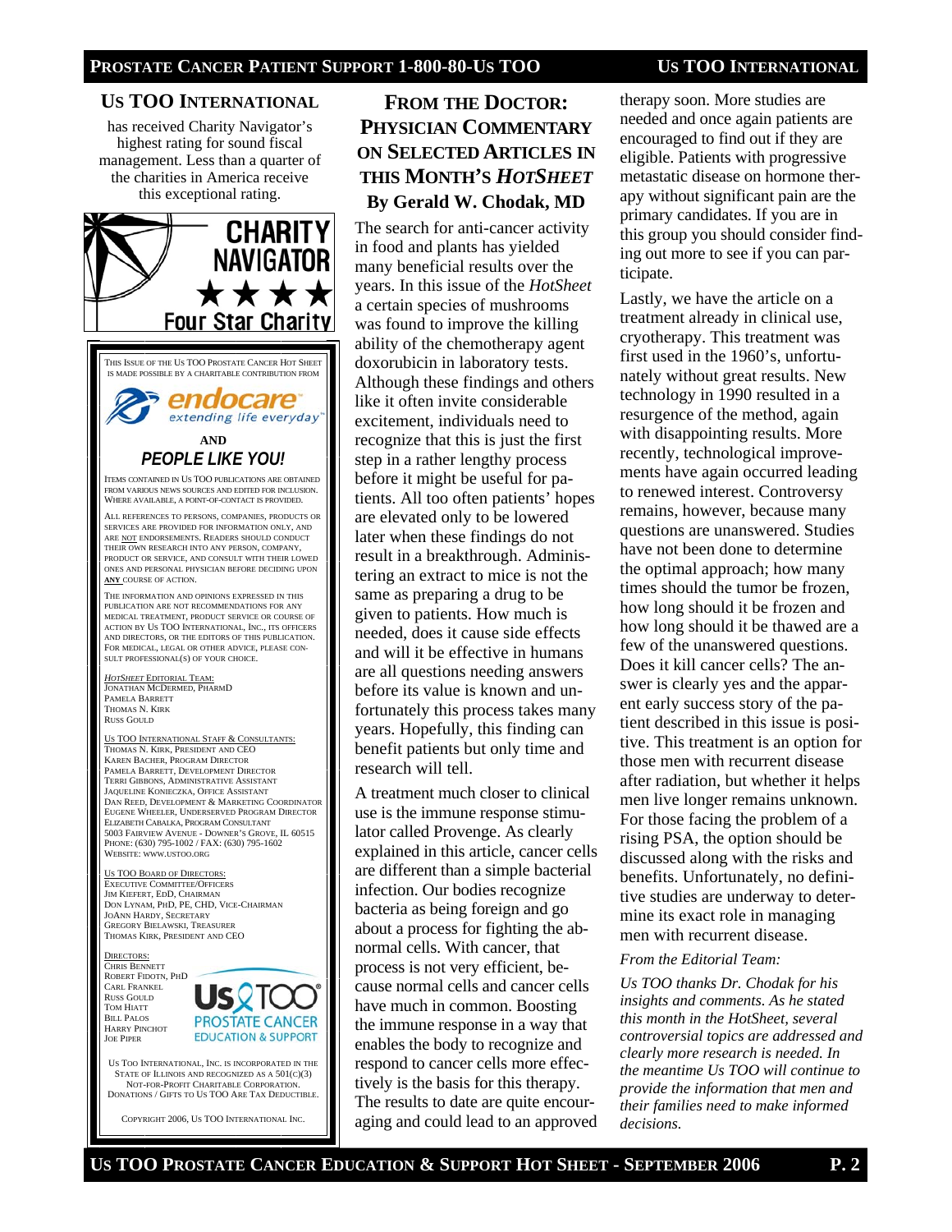## US TOO INTERNATIONAL

has received Charity Navigator's highest rating for sound fiscal management. Less than a quarter of the charities in America receive this exceptional rating.

CHARITY NAVIGATOR ★★★★ Four Star Charity

THIS ISSUE OF THE US TOO PROSTATE CANCER HOT SHEET IS MADE POSSIBLE BY A CHARITABLE CONTRIBUTION FROM

endocare — extending life everyday

AND

**PEOPLE LIKE YOU!**

ITEMS CONTAINED IN US TOO PUBLICATIONS ARE OBTAINED FROM VARIOUS NEWS SOURCES AND EDITED FOR INCLUSION. WHERE AVAILABLE, A POINT-OF-CONTACT IS PROVIDED.

ALL REFERENCES TO PERSONS, COMPANIES, PRODUCTS OR SERVICES ARE PROVIDED FOR INFORMATION ONLY, AND ARE NOT ENDORSEMENTS. READERS SHOULD CONDUCT THEIR OWN RESEARCH INTO ANY PERSON, COMPANY, PRODUCT OR SERVICE, AND CONSULT WITH THEIR LOWED ONES AND PERSONAL PHYSICIAN BEFORE DECIDING UPON **ANY** COURSE OF ACTION.

THE INFORMATION AND OPINIONS EXPRESSED IN THIS PUBLICATION ARE NOT RECOMMENDATIONS FOR ANY MEDICAL TREATMENT, PRODUCT SERVICE OR COURSE OF ACTION BY US TOO INTERNATIONAL, INC., ITS OFFICERS AND DIRECTORS, OR THE EDITORS OF THIS PUBLICATION. FOR MEDICAL, LEGAL OR OTHER ADVICE, PLEASE CONSULT PROFESSIONAL(S) OF YOUR CHOICE.

*HOTSHEET* EDITORIAL TEAM:
JONATHAN MCDERMED, PHARMD
PAMELA BARRETT
THOMAS N. KIRK
RUSS GOULD

US TOO INTERNATIONAL STAFF & CONSULTANTS:
THOMAS N. KIRK, PRESIDENT AND CEO
KAREN BACHER, PROGRAM DIRECTOR
PAMELA BARRETT, DEVELOPMENT DIRECTOR
TERRI GIBBONS, ADMINISTRATIVE ASSISTANT
JAQUELINE KONIECZKA, OFFICE ASSISTANT
DAN REED, DEVELOPMENT & MARKETING COORDINATOR
EUGENE WHEELER, UNDERSERVED PROGRAM DIRECTOR
ELIZABETH CABALKA, PROGRAM CONSULTANT
5003 FAIRVIEW AVENUE - DOWNER'S GROVE, IL 60515
PHONE: (630) 795-1002 / FAX: (630) 795-1602
WEBSITE: WWW.USTOO.ORG

US TOO BOARD OF DIRECTORS:
EXECUTIVE COMMITTEE/OFFICERS
JIM KIEFERT, EDD, CHAIRMAN
DON LYNAM, PHD, PE, CHD, VICE-CHAIRMAN
JOANN HARDY, SECRETARY
GREGORY BIELAWSKI, TREASURER
THOMAS KIRK, PRESIDENT AND CEO

DIRECTORS:
CHRIS BENNETT
ROBERT FIDOTN, PHD
CARL FRANKEL
RUSS GOULD
TOM HIATT
BILL PALOS
HARRY PINCHOT
JOE PIPER

Us TOO® PROSTATE CANCER EDUCATION & SUPPORT

US TOO INTERNATIONAL, INC. IS INCORPORATED IN THE STATE OF ILLINOIS AND RECOGNIZED AS A 501(C)(3) NOT-FOR-PROFIT CHARITABLE CORPORATION. DONATIONS / GIFTS TO US TOO ARE TAX DEDUCTIBLE.

COPYRIGHT 2006, US TOO INTERNATIONAL INC.

## FROM THE DOCTOR: PHYSICIAN COMMENTARY ON SELECTED ARTICLES IN THIS MONTH'S *HOTSHEET*

**By Gerald W. Chodak, MD**

The search for anti-cancer activity in food and plants has yielded many beneficial results over the years. In this issue of the *HotSheet* a certain species of mushrooms was found to improve the killing ability of the chemotherapy agent doxorubicin in laboratory tests. Although these findings and others like it often invite considerable excitement, individuals need to recognize that this is just the first step in a rather lengthy process before it might be useful for patients. All too often patients' hopes are elevated only to be lowered later when these findings do not result in a breakthrough. Administering an extract to mice is not the same as preparing a drug to be given to patients. How much is needed, does it cause side effects and will it be effective in humans are all questions needing answers before its value is known and unfortunately this process takes many years. Hopefully, this finding can benefit patients but only time and research will tell.

A treatment much closer to clinical use is the immune response stimulator called Provenge. As clearly explained in this article, cancer cells are different than a simple bacterial infection. Our bodies recognize bacteria as being foreign and go about a process for fighting the abnormal cells. With cancer, that process is not very efficient, because normal cells and cancer cells have much in common. Boosting the immune response in a way that enables the body to recognize and respond to cancer cells more effectively is the basis for this therapy. The results to date are quite encouraging and could lead to an approved therapy soon. More studies are needed and once again patients are encouraged to find out if they are eligible. Patients with progressive metastatic disease on hormone therapy without significant pain are the primary candidates. If you are in this group you should consider finding out more to see if you can participate.

Lastly, we have the article on a treatment already in clinical use, cryotherapy. This treatment was first used in the 1960's, unfortunately without great results. New technology in 1990 resulted in a resurgence of the method, again with disappointing results. More recently, technological improvements have again occurred leading to renewed interest. Controversy remains, however, because many questions are unanswered. Studies have not been done to determine the optimal approach; how many times should the tumor be frozen, how long should it be frozen and how long should it be thawed are a few of the unanswered questions. Does it kill cancer cells? The answer is clearly yes and the apparent early success story of the patient described in this issue is positive. This treatment is an option for those men with recurrent disease after radiation, but whether it helps men live longer remains unknown. For those facing the problem of a rising PSA, the option should be discussed along with the risks and benefits. Unfortunately, no definitive studies are underway to determine its exact role in managing men with recurrent disease.

*From the Editorial Team:*

*Us TOO thanks Dr. Chodak for his insights and comments. As he stated this month in the HotSheet, several controversial topics are addressed and clearly more research is needed. In the meantime Us TOO will continue to provide the information that men and their families need to make informed decisions.*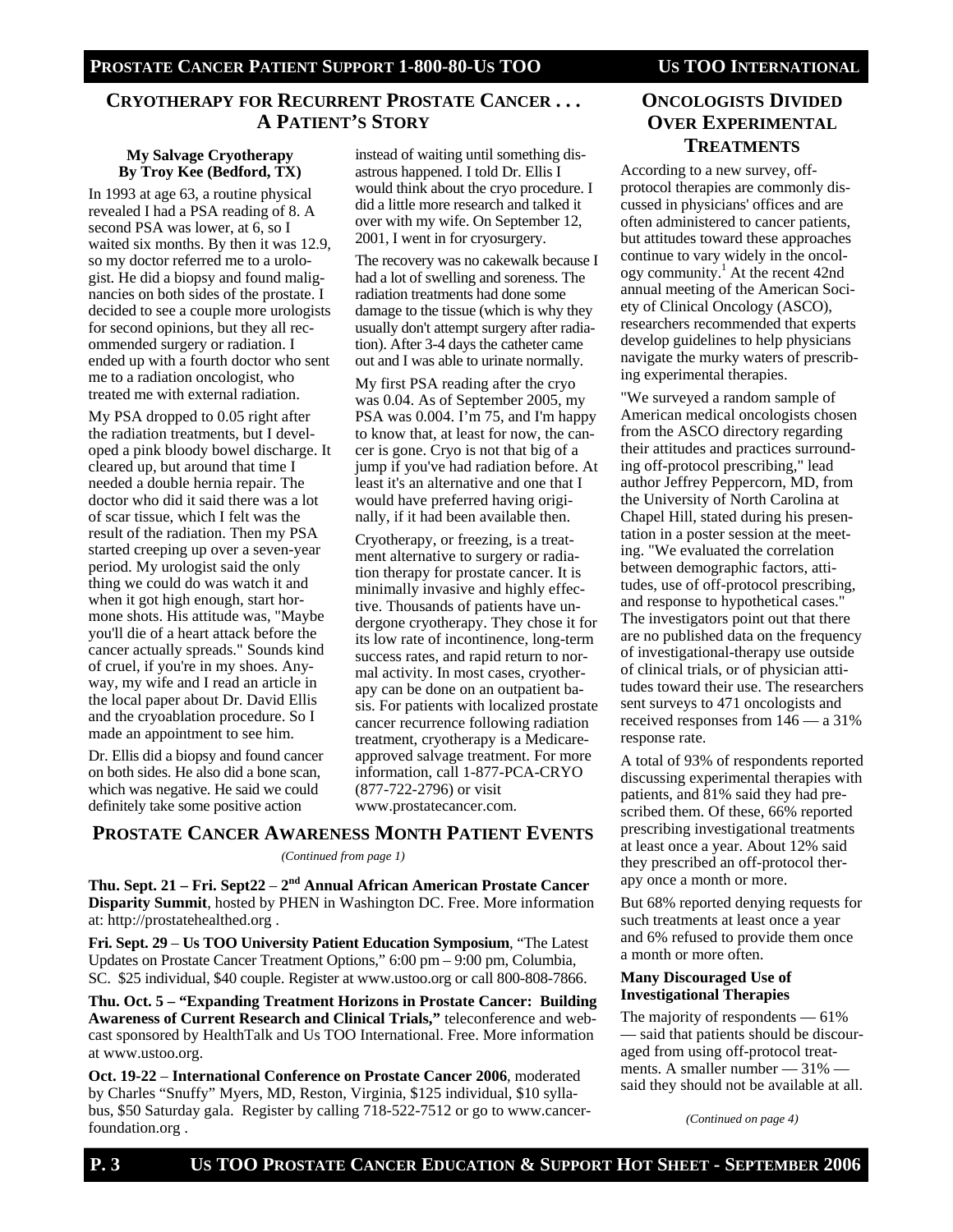## CRYOTHERAPY FOR RECURRENT PROSTATE CANCER . . . A PATIENT'S STORY

**My Salvage Cryotherapy**
**By Troy Kee (Bedford, TX)**

In 1993 at age 63, a routine physical revealed I had a PSA reading of 8. A second PSA was lower, at 6, so I waited six months. By then it was 12.9, so my doctor referred me to a urologist. He did a biopsy and found malignancies on both sides of the prostate. I decided to see a couple more urologists for second opinions, but they all recommended surgery or radiation. I ended up with a fourth doctor who sent me to a radiation oncologist, who treated me with external radiation.

My PSA dropped to 0.05 right after the radiation treatments, but I developed a pink bloody bowel discharge. It cleared up, but around that time I needed a double hernia repair. The doctor who did it said there was a lot of scar tissue, which I felt was the result of the radiation. Then my PSA started creeping up over a seven-year period. My urologist said the only thing we could do was watch it and when it got high enough, start hormone shots. His attitude was, "Maybe you'll die of a heart attack before the cancer actually spreads." Sounds kind of cruel, if you're in my shoes. Anyway, my wife and I read an article in the local paper about Dr. David Ellis and the cryoablation procedure. So I made an appointment to see him.

Dr. Ellis did a biopsy and found cancer on both sides. He also did a bone scan, which was negative. He said we could definitely take some positive action instead of waiting until something disastrous happened. I told Dr. Ellis I would think about the cryo procedure. I did a little more research and talked it over with my wife. On September 12, 2001, I went in for cryosurgery.

The recovery was no cakewalk because I had a lot of swelling and soreness. The radiation treatments had done some damage to the tissue (which is why they usually don't attempt surgery after radiation). After 3-4 days the catheter came out and I was able to urinate normally.

My first PSA reading after the cryo was 0.04. As of September 2005, my PSA was 0.004. I'm 75, and I'm happy to know that, at least for now, the cancer is gone. Cryo is not that big of a jump if you've had radiation before. At least it's an alternative and one that I would have preferred having originally, if it had been available then.

Cryotherapy, or freezing, is a treatment alternative to surgery or radiation therapy for prostate cancer. It is minimally invasive and highly effective. Thousands of patients have undergone cryotherapy. They chose it for its low rate of incontinence, long-term success rates, and rapid return to normal activity. In most cases, cryotherapy can be done on an outpatient basis. For patients with localized prostate cancer recurrence following radiation treatment, cryotherapy is a Medicare-approved salvage treatment. For more information, call 1-877-PCA-CRYO (877-722-2796) or visit www.prostatecancer.com.

## PROSTATE CANCER AWARENESS MONTH PATIENT EVENTS

*(Continued from page 1)*

**Thu. Sept. 21 – Fri. Sept22 – 2nd Annual African American Prostate Cancer Disparity Summit**, hosted by PHEN in Washington DC. Free. More information at: http://prostatehealthed.org .

**Fri. Sept. 29 – Us TOO University Patient Education Symposium**, "The Latest Updates on Prostate Cancer Treatment Options," 6:00 pm – 9:00 pm, Columbia, SC. $25 individual, $40 couple. Register at www.ustoo.org or call 800-808-7866.

**Thu. Oct. 5 – "Expanding Treatment Horizons in Prostate Cancer: Building Awareness of Current Research and Clinical Trials,"** teleconference and webcast sponsored by HealthTalk and Us TOO International. Free. More information at www.ustoo.org.

**Oct. 19-22 – International Conference on Prostate Cancer 2006**, moderated by Charles "Snuffy" Myers, MD, Reston, Virginia, $125 individual, $10 syllabus, $50 Saturday gala. Register by calling 718-522-7512 or go to www.cancer-foundation.org .

## ONCOLOGISTS DIVIDED OVER EXPERIMENTAL TREATMENTS

According to a new survey, off-protocol therapies are commonly discussed in physicians' offices and are often administered to cancer patients, but attitudes toward these approaches continue to vary widely in the oncology community.[1] At the recent 42nd annual meeting of the American Society of Clinical Oncology (ASCO), researchers recommended that experts develop guidelines to help physicians navigate the murky waters of prescribing experimental therapies.

"We surveyed a random sample of American medical oncologists chosen from the ASCO directory regarding their attitudes and practices surrounding off-protocol prescribing," lead author Jeffrey Peppercorn, MD, from the University of North Carolina at Chapel Hill, stated during his presentation in a poster session at the meeting. "We evaluated the correlation between demographic factors, attitudes, use of off-protocol prescribing, and response to hypothetical cases." The investigators point out that there are no published data on the frequency of investigational-therapy use outside of clinical trials, or of physician attitudes toward their use. The researchers sent surveys to 471 oncologists and received responses from 146 — a 31% response rate.

A total of 93% of respondents reported discussing experimental therapies with patients, and 81% said they had prescribed them. Of these, 66% reported prescribing investigational treatments at least once a year. About 12% said they prescribed an off-protocol therapy once a month or more.

But 68% reported denying requests for such treatments at least once a year and 6% refused to provide them once a month or more often.

**Many Discouraged Use of Investigational Therapies**

The majority of respondents — 61% — said that patients should be discouraged from using off-protocol treatments. A smaller number — 31% — said they should not be available at all.

*(Continued on page 4)*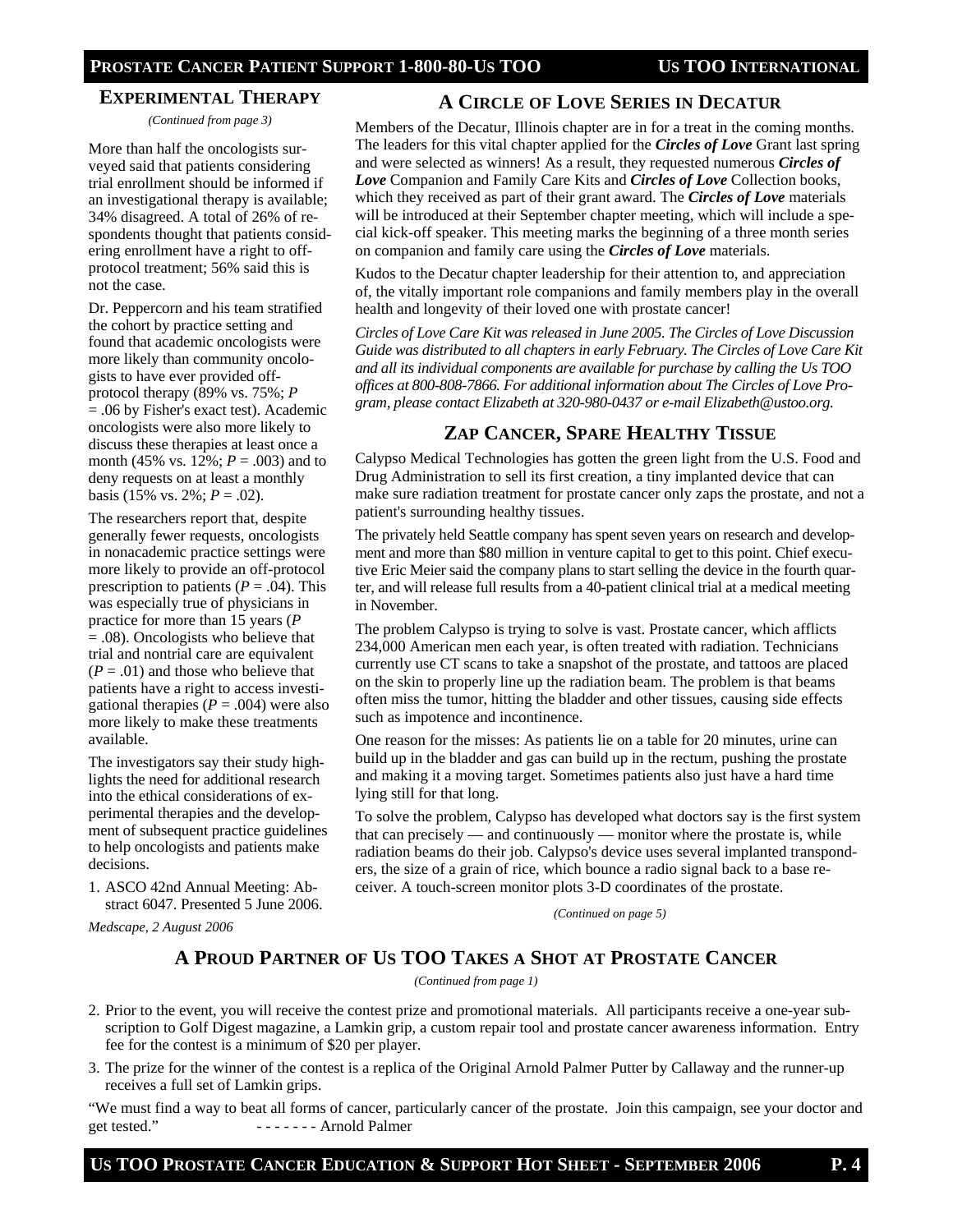## Experimental Therapy

*(Continued from page 3)*

More than half the oncologists surveyed said that patients considering trial enrollment should be informed if an investigational therapy is available; 34% disagreed. A total of 26% of respondents thought that patients considering enrollment have a right to off-protocol treatment; 56% said this is not the case.

Dr. Peppercorn and his team stratified the cohort by practice setting and found that academic oncologists were more likely than community oncologists to have ever provided off-protocol therapy (89% vs. 75%; $P = .06$ by Fisher's exact test). Academic oncologists were also more likely to discuss these therapies at least once a month (45% vs. 12%; $P = .003$) and to deny requests on at least a monthly basis (15% vs. 2%; $P = .02$).

The researchers report that, despite generally fewer requests, oncologists in nonacademic practice settings were more likely to provide an off-protocol prescription to patients ($P = .04$). This was especially true of physicians in practice for more than 15 years ($P = .08$). Oncologists who believe that trial and nontrial care are equivalent ($P = .01$) and those who believe that patients have a right to access investigational therapies ($P = .004$) were also more likely to make these treatments available.

The investigators say their study highlights the need for additional research into the ethical considerations of experimental therapies and the development of subsequent practice guidelines to help oncologists and patients make decisions.

1. ASCO 42nd Annual Meeting: Abstract 6047. Presented 5 June 2006.

*Medscape, 2 August 2006*

## A Circle of Love Series in Decatur

Members of the Decatur, Illinois chapter are in for a treat in the coming months. The leaders for this vital chapter applied for the ***Circles of Love*** Grant last spring and were selected as winners! As a result, they requested numerous ***Circles of Love*** Companion and Family Care Kits and ***Circles of Love*** Collection books, which they received as part of their grant award. The ***Circles of Love*** materials will be introduced at their September chapter meeting, which will include a special kick-off speaker. This meeting marks the beginning of a three month series on companion and family care using the ***Circles of Love*** materials.

Kudos to the Decatur chapter leadership for their attention to, and appreciation of, the vitally important role companions and family members play in the overall health and longevity of their loved one with prostate cancer!

*Circles of Love Care Kit was released in June 2005. The Circles of Love Discussion Guide was distributed to all chapters in early February. The Circles of Love Care Kit and all its individual components are available for purchase by calling the Us TOO offices at 800-808-7866. For additional information about The Circles of Love Program, please contact Elizabeth at 320-980-0437 or e-mail Elizabeth@ustoo.org.*

## Zap Cancer, Spare Healthy Tissue

Calypso Medical Technologies has gotten the green light from the U.S. Food and Drug Administration to sell its first creation, a tiny implanted device that can make sure radiation treatment for prostate cancer only zaps the prostate, and not a patient's surrounding healthy tissues.

The privately held Seattle company has spent seven years on research and development and more than $80 million in venture capital to get to this point. Chief executive Eric Meier said the company plans to start selling the device in the fourth quarter, and will release full results from a 40-patient clinical trial at a medical meeting in November.

The problem Calypso is trying to solve is vast. Prostate cancer, which afflicts 234,000 American men each year, is often treated with radiation. Technicians currently use CT scans to take a snapshot of the prostate, and tattoos are placed on the skin to properly line up the radiation beam. The problem is that beams often miss the tumor, hitting the bladder and other tissues, causing side effects such as impotence and incontinence.

One reason for the misses: As patients lie on a table for 20 minutes, urine can build up in the bladder and gas can build up in the rectum, pushing the prostate and making it a moving target. Sometimes patients also just have a hard time lying still for that long.

To solve the problem, Calypso has developed what doctors say is the first system that can precisely — and continuously — monitor where the prostate is, while radiation beams do their job. Calypso's device uses several implanted transponders, the size of a grain of rice, which bounce a radio signal back to a base receiver. A touch-screen monitor plots 3-D coordinates of the prostate.

*(Continued on page 5)*

## A Proud Partner of Us TOO Takes a Shot at Prostate Cancer

*(Continued from page 1)*

2. Prior to the event, you will receive the contest prize and promotional materials. All participants receive a one-year subscription to Golf Digest magazine, a Lamkin grip, a custom repair tool and prostate cancer awareness information. Entry fee for the contest is a minimum of $20 per player.
3. The prize for the winner of the contest is a replica of the Original Arnold Palmer Putter by Callaway and the runner-up receives a full set of Lamkin grips.

"We must find a way to beat all forms of cancer, particularly cancer of the prostate. Join this campaign, see your doctor and get tested." - - - - - - - Arnold Palmer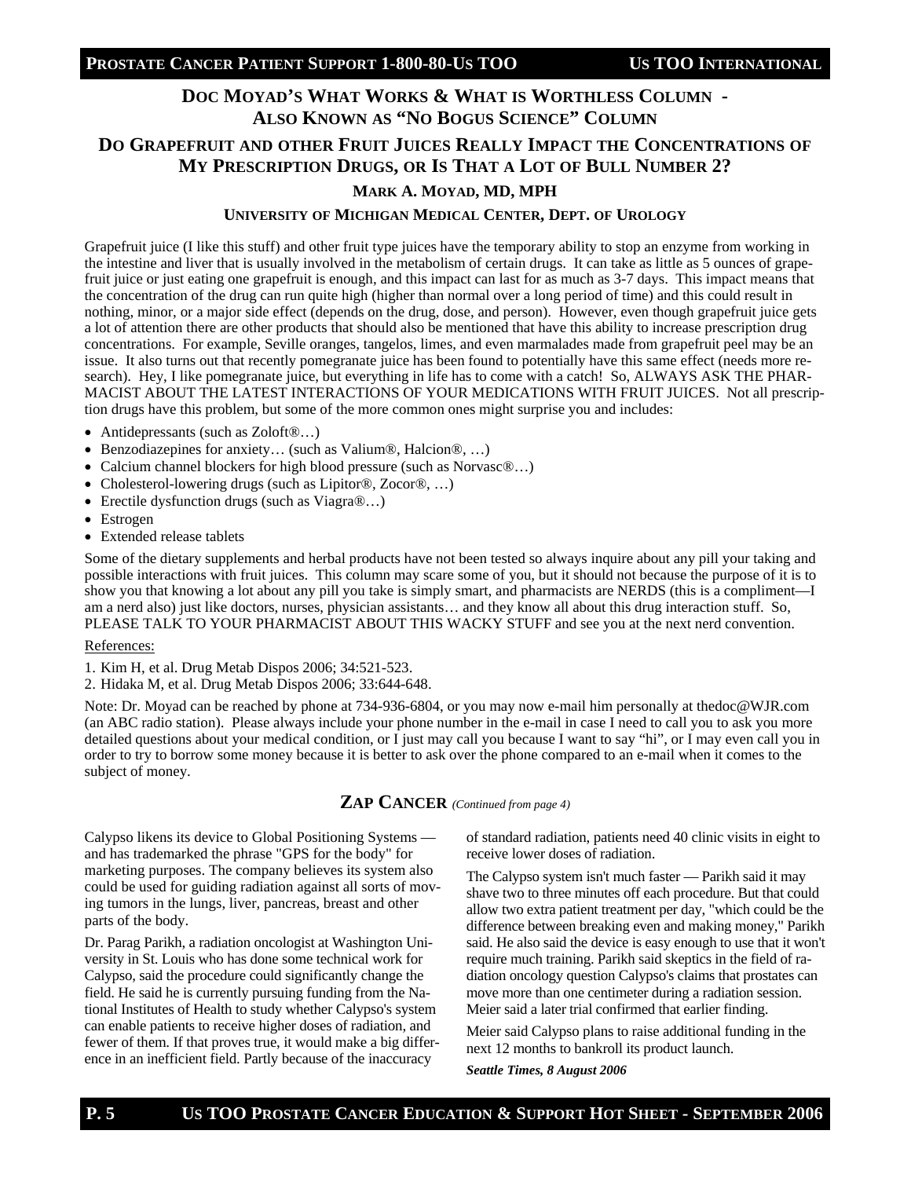## Doc Moyad's What Works & What is Worthless Column - Also Known as "No Bogus Science" Column

## Do Grapefruit and other Fruit Juices Really Impact the Concentrations of My Prescription Drugs, or Is That a Lot of Bull Number 2?

**Mark A. Moyad, MD, MPH**

**University of Michigan Medical Center, Dept. of Urology**

Grapefruit juice (I like this stuff) and other fruit type juices have the temporary ability to stop an enzyme from working in the intestine and liver that is usually involved in the metabolism of certain drugs. It can take as little as 5 ounces of grapefruit juice or just eating one grapefruit is enough, and this impact can last for as much as 3-7 days. This impact means that the concentration of the drug can run quite high (higher than normal over a long period of time) and this could result in nothing, minor, or a major side effect (depends on the drug, dose, and person). However, even though grapefruit juice gets a lot of attention there are other products that should also be mentioned that have this ability to increase prescription drug concentrations. For example, Seville oranges, tangelos, limes, and even marmalades made from grapefruit peel may be an issue. It also turns out that recently pomegranate juice has been found to potentially have this same effect (needs more research). Hey, I like pomegranate juice, but everything in life has to come with a catch! So, ALWAYS ASK THE PHARMACIST ABOUT THE LATEST INTERACTIONS OF YOUR MEDICATIONS WITH FRUIT JUICES. Not all prescription drugs have this problem, but some of the more common ones might surprise you and includes:

- Antidepressants (such as Zoloft®…)
- Benzodiazepines for anxiety… (such as Valium®, Halcion®, …)
- Calcium channel blockers for high blood pressure (such as Norvasc®…)
- Cholesterol-lowering drugs (such as Lipitor®, Zocor®, …)
- Erectile dysfunction drugs (such as Viagra®…)
- Estrogen
- Extended release tablets

Some of the dietary supplements and herbal products have not been tested so always inquire about any pill your taking and possible interactions with fruit juices. This column may scare some of you, but it should not because the purpose of it is to show you that knowing a lot about any pill you take is simply smart, and pharmacists are NERDS (this is a compliment—I am a nerd also) just like doctors, nurses, physician assistants… and they know all about this drug interaction stuff. So, PLEASE TALK TO YOUR PHARMACIST ABOUT THIS WACKY STUFF and see you at the next nerd convention.

References:

1. Kim H, et al. Drug Metab Dispos 2006; 34:521-523.
2. Hidaka M, et al. Drug Metab Dispos 2006; 33:644-648.

Note: Dr. Moyad can be reached by phone at 734-936-6804, or you may now e-mail him personally at thedoc@WJR.com (an ABC radio station). Please always include your phone number in the e-mail in case I need to call you to ask you more detailed questions about your medical condition, or I just may call you because I want to say "hi", or I may even call you in order to try to borrow some money because it is better to ask over the phone compared to an e-mail when it comes to the subject of money.

## Zap Cancer *(Continued from page 4)*

Calypso likens its device to Global Positioning Systems — and has trademarked the phrase "GPS for the body" for marketing purposes. The company believes its system also could be used for guiding radiation against all sorts of moving tumors in the lungs, liver, pancreas, breast and other parts of the body.

Dr. Parag Parikh, a radiation oncologist at Washington University in St. Louis who has done some technical work for Calypso, said the procedure could significantly change the field. He said he is currently pursuing funding from the National Institutes of Health to study whether Calypso's system can enable patients to receive higher doses of radiation, and fewer of them. If that proves true, it would make a big difference in an inefficient field. Partly because of the inaccuracy of standard radiation, patients need 40 clinic visits in eight to receive lower doses of radiation.

The Calypso system isn't much faster — Parikh said it may shave two to three minutes off each procedure. But that could allow two extra patient treatment per day, "which could be the difference between breaking even and making money," Parikh said. He also said the device is easy enough to use that it won't require much training. Parikh said skeptics in the field of radiation oncology question Calypso's claims that prostates can move more than one centimeter during a radiation session. Meier said a later trial confirmed that earlier finding.

Meier said Calypso plans to raise additional funding in the next 12 months to bankroll its product launch.

***Seattle Times, 8 August 2006***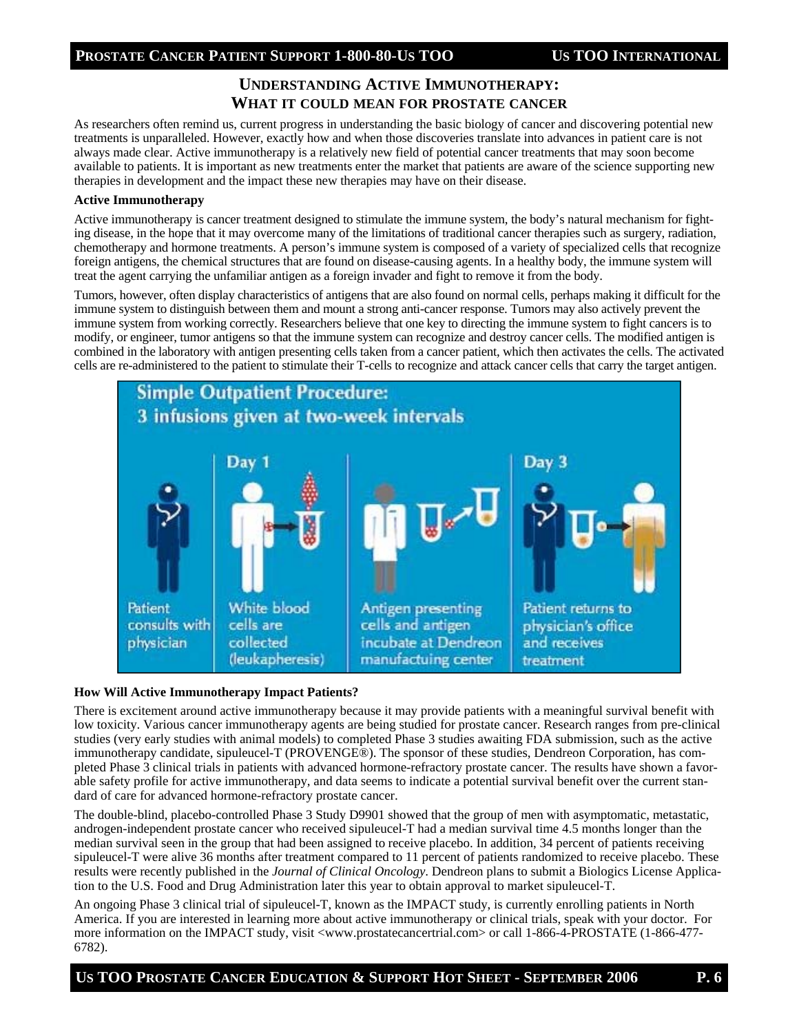## Understanding Active Immunotherapy: What it could mean for prostate cancer

As researchers often remind us, current progress in understanding the basic biology of cancer and discovering potential new treatments is unparalleled. However, exactly how and when those discoveries translate into advances in patient care is not always made clear. Active immunotherapy is a relatively new field of potential cancer treatments that may soon become available to patients. It is important as new treatments enter the market that patients are aware of the science supporting new therapies in development and the impact these new therapies may have on their disease.

### Active Immunotherapy

Active immunotherapy is cancer treatment designed to stimulate the immune system, the body's natural mechanism for fighting disease, in the hope that it may overcome many of the limitations of traditional cancer therapies such as surgery, radiation, chemotherapy and hormone treatments. A person's immune system is composed of a variety of specialized cells that recognize foreign antigens, the chemical structures that are found on disease-causing agents. In a healthy body, the immune system will treat the agent carrying the unfamiliar antigen as a foreign invader and fight to remove it from the body.

Tumors, however, often display characteristics of antigens that are also found on normal cells, perhaps making it difficult for the immune system to distinguish between them and mount a strong anti-cancer response. Tumors may also actively prevent the immune system from working correctly. Researchers believe that one key to directing the immune system to fight cancers is to modify, or engineer, tumor antigens so that the immune system can recognize and destroy cancer cells. The modified antigen is combined in the laboratory with antigen presenting cells taken from a cancer patient, which then activates the cells. The activated cells are re-administered to the patient to stimulate their T-cells to recognize and attack cancer cells that carry the target antigen.

**Simple Outpatient Procedure: 3 infusions given at two-week intervals**

- Patient consults with physician
- Day 1: White blood cells are collected (leukapheresis)
- Antigen presenting cells and antigen incubate at Dendreon manufactuing center
- Day 3: Patient returns to physician's office and receives treatment

### How Will Active Immunotherapy Impact Patients?

There is excitement around active immunotherapy because it may provide patients with a meaningful survival benefit with low toxicity. Various cancer immunotherapy agents are being studied for prostate cancer. Research ranges from pre-clinical studies (very early studies with animal models) to completed Phase 3 studies awaiting FDA submission, such as the active immunotherapy candidate, sipuleucel-T (PROVENGE®). The sponsor of these studies, Dendreon Corporation, has completed Phase 3 clinical trials in patients with advanced hormone-refractory prostate cancer. The results have shown a favorable safety profile for active immunotherapy, and data seems to indicate a potential survival benefit over the current standard of care for advanced hormone-refractory prostate cancer.

The double-blind, placebo-controlled Phase 3 Study D9901 showed that the group of men with asymptomatic, metastatic, androgen-independent prostate cancer who received sipuleucel-T had a median survival time 4.5 months longer than the median survival seen in the group that had been assigned to receive placebo. In addition, 34 percent of patients receiving sipuleucel-T were alive 36 months after treatment compared to 11 percent of patients randomized to receive placebo. These results were recently published in the *Journal of Clinical Oncology*. Dendreon plans to submit a Biologics License Application to the U.S. Food and Drug Administration later this year to obtain approval to market sipuleucel-T.

An ongoing Phase 3 clinical trial of sipuleucel-T, known as the IMPACT study, is currently enrolling patients in North America. If you are interested in learning more about active immunotherapy or clinical trials, speak with your doctor. For more information on the IMPACT study, visit <www.prostatecancertrial.com> or call 1-866-4-PROSTATE (1-866-477-6782).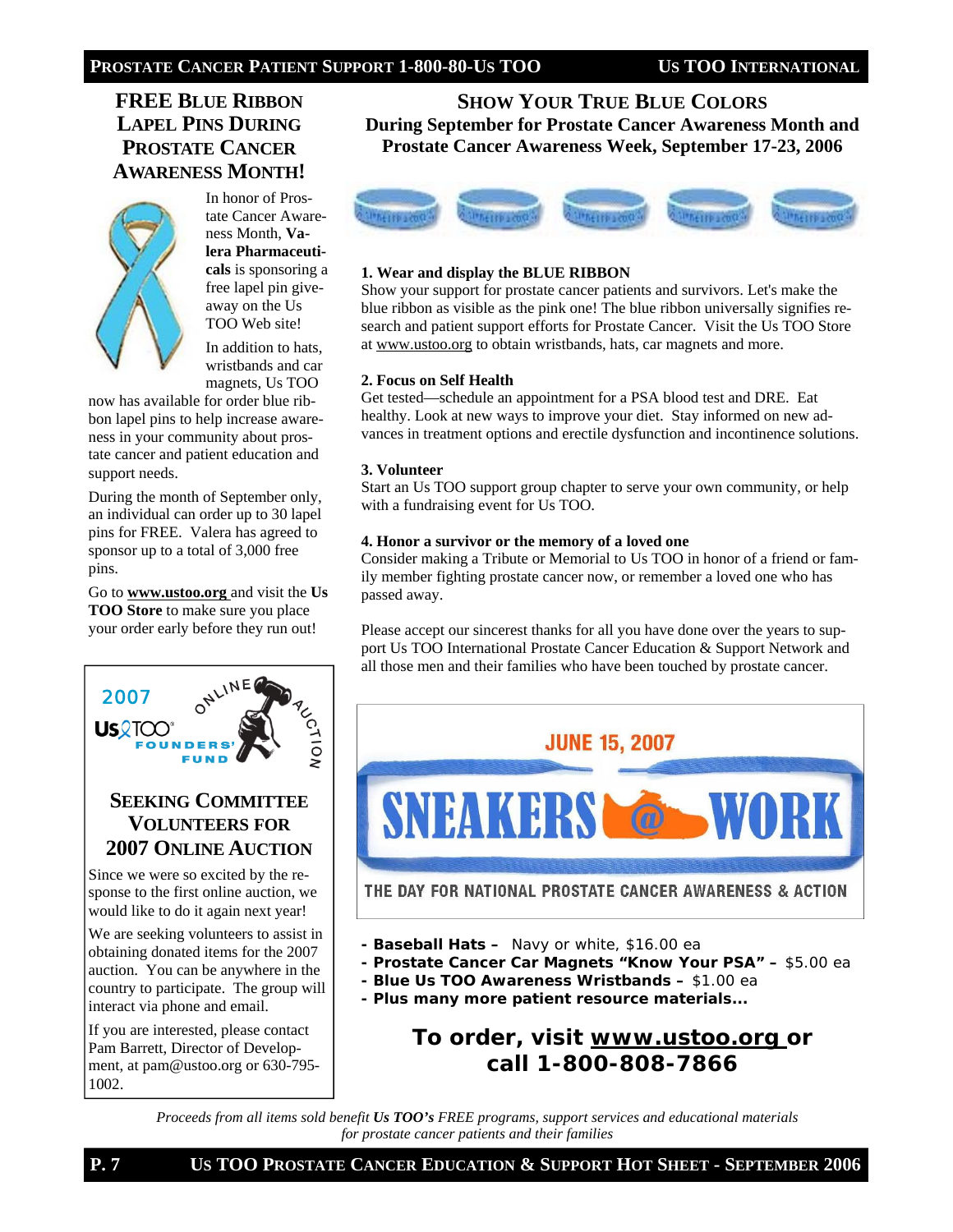## FREE BLUE RIBBON LAPEL PINS DURING PROSTATE CANCER AWARENESS MONTH!

In honor of Prostate Cancer Awareness Month, **Valera Pharmaceuticals** is sponsoring a free lapel pin giveaway on the Us TOO Web site!

In addition to hats, wristbands and car magnets, Us TOO now has available for order blue ribbon lapel pins to help increase awareness in your community about prostate cancer and patient education and support needs.

During the month of September only, an individual can order up to 30 lapel pins for FREE. Valera has agreed to sponsor up to a total of 3,000 free pins.

Go to **www.ustoo.org** and visit the **Us TOO Store** to make sure you place your order early before they run out!

2007 Us TOO FOUNDERS' FUND ONLINE AUCTION

## SEEKING COMMITTEE VOLUNTEERS FOR 2007 ONLINE AUCTION

Since we were so excited by the response to the first online auction, we would like to do it again next year!

We are seeking volunteers to assist in obtaining donated items for the 2007 auction. You can be anywhere in the country to participate. The group will interact via phone and email.

If you are interested, please contact Pam Barrett, Director of Development, at pam@ustoo.org or 630-795-1002.

## SHOW YOUR TRUE BLUE COLORS

### During September for Prostate Cancer Awareness Month and Prostate Cancer Awareness Week, September 17-23, 2006

**1. Wear and display the BLUE RIBBON**

Show your support for prostate cancer patients and survivors. Let's make the blue ribbon as visible as the pink one! The blue ribbon universally signifies research and patient support efforts for Prostate Cancer. Visit the Us TOO Store at www.ustoo.org to obtain wristbands, hats, car magnets and more.

**2. Focus on Self Health**

Get tested—schedule an appointment for a PSA blood test and DRE. Eat healthy. Look at new ways to improve your diet. Stay informed on new advances in treatment options and erectile dysfunction and incontinence solutions.

**3. Volunteer**

Start an Us TOO support group chapter to serve your own community, or help with a fundraising event for Us TOO.

**4. Honor a survivor or the memory of a loved one**

Consider making a Tribute or Memorial to Us TOO in honor of a friend or family member fighting prostate cancer now, or remember a loved one who has passed away.

Please accept our sincerest thanks for all you have done over the years to support Us TOO International Prostate Cancer Education & Support Network and all those men and their families who have been touched by prostate cancer.

JUNE 15, 2007

SNEAKERS @ WORK

THE DAY FOR NATIONAL PROSTATE CANCER AWARENESS & ACTION

- **Baseball Hats –** Navy or white, $16.00 ea
- **Prostate Cancer Car Magnets "Know Your PSA" –** $5.00 ea
- **Blue Us TOO Awareness Wristbands –** $1.00 ea
- **Plus many more patient resource materials...**

**To order, visit www.ustoo.org or call 1-800-808-7866**

*Proceeds from all items sold benefit **Us TOO's** FREE programs, support services and educational materials for prostate cancer patients and their families*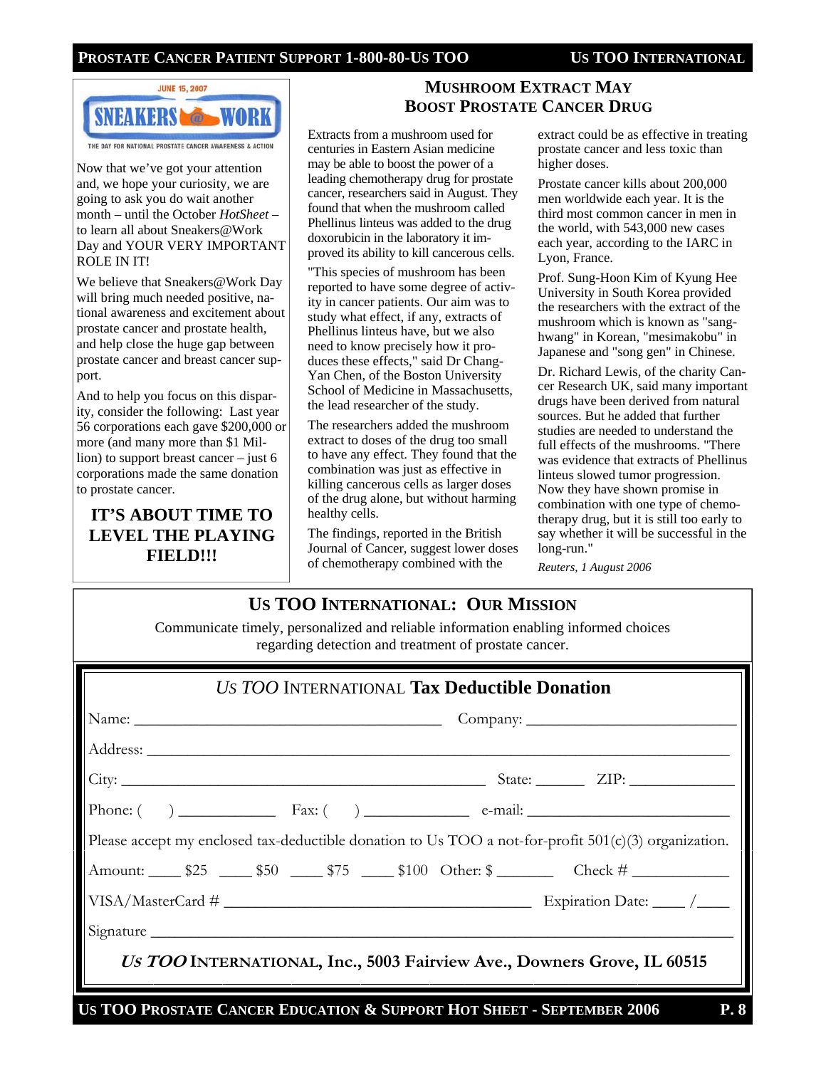JUNE 15, 2007

**SNEAKERS @ WORK**

THE DAY FOR NATIONAL PROSTATE CANCER AWARENESS & ACTION

Now that we've got your attention and, we hope your curiosity, we are going to ask you do wait another month – until the October *HotSheet* – to learn all about Sneakers@Work Day and YOUR VERY IMPORTANT ROLE IN IT!

We believe that Sneakers@Work Day will bring much needed positive, national awareness and excitement about prostate cancer and prostate health, and help close the huge gap between prostate cancer and breast cancer support.

And to help you focus on this disparity, consider the following: Last year 56 corporations each gave $200,000 or more (and many more than $1 Million) to support breast cancer – just 6 corporations made the same donation to prostate cancer.

**IT'S ABOUT TIME TO LEVEL THE PLAYING FIELD!!!**

## MUSHROOM EXTRACT MAY BOOST PROSTATE CANCER DRUG

Extracts from a mushroom used for centuries in Eastern Asian medicine may be able to boost the power of a leading chemotherapy drug for prostate cancer, researchers said in August. They found that when the mushroom called Phellinus linteus was added to the drug doxorubicin in the laboratory it improved its ability to kill cancerous cells.

"This species of mushroom has been reported to have some degree of activity in cancer patients. Our aim was to study what effect, if any, extracts of Phellinus linteus have, but we also need to know precisely how it produces these effects," said Dr Chang-Yan Chen, of the Boston University School of Medicine in Massachusetts, the lead researcher of the study.

The researchers added the mushroom extract to doses of the drug too small to have any effect. They found that the combination was just as effective in killing cancerous cells as larger doses of the drug alone, but without harming healthy cells.

The findings, reported in the British Journal of Cancer, suggest lower doses of chemotherapy combined with the extract could be as effective in treating prostate cancer and less toxic than higher doses.

Prostate cancer kills about 200,000 men worldwide each year. It is the third most common cancer in men in the world, with 543,000 new cases each year, according to the IARC in Lyon, France.

Prof. Sung-Hoon Kim of Kyung Hee University in South Korea provided the researchers with the extract of the mushroom which is known as "sang-hwang" in Korean, "mesimakobu" in Japanese and "song gen" in Chinese.

Dr. Richard Lewis, of the charity Cancer Research UK, said many important drugs have been derived from natural sources. But he added that further studies are needed to understand the full effects of the mushrooms. "There was evidence that extracts of Phellinus linteus slowed tumor progression. Now they have shown promise in combination with one type of chemotherapy drug, but it is still too early to say whether it will be successful in the long-run."

*Reuters, 1 August 2006*

## US TOO INTERNATIONAL: OUR MISSION

Communicate timely, personalized and reliable information enabling informed choices regarding detection and treatment of prostate cancer.

### *US TOO* INTERNATIONAL **Tax Deductible Donation**

Name: ______________________________ Company: ______________________

Address: ______________________________________________________

City: ___________________________________ State: ______ ZIP: __________

Phone: ( ) __________ Fax: ( ) __________ e-mail: ______________________

Please accept my enclosed tax-deductible donation to Us TOO a not-for-profit 501(c)(3) organization.

Amount: ____ $25 ____ $50 ____ $75 ____ $100 Other: $ _______ Check # __________

VISA/MasterCard # ______________________________ Expiration Date: ____ /____

Signature ______________________________________________________

***US TOO* INTERNATIONAL, Inc., 5003 Fairview Ave., Downers Grove, IL 60515**